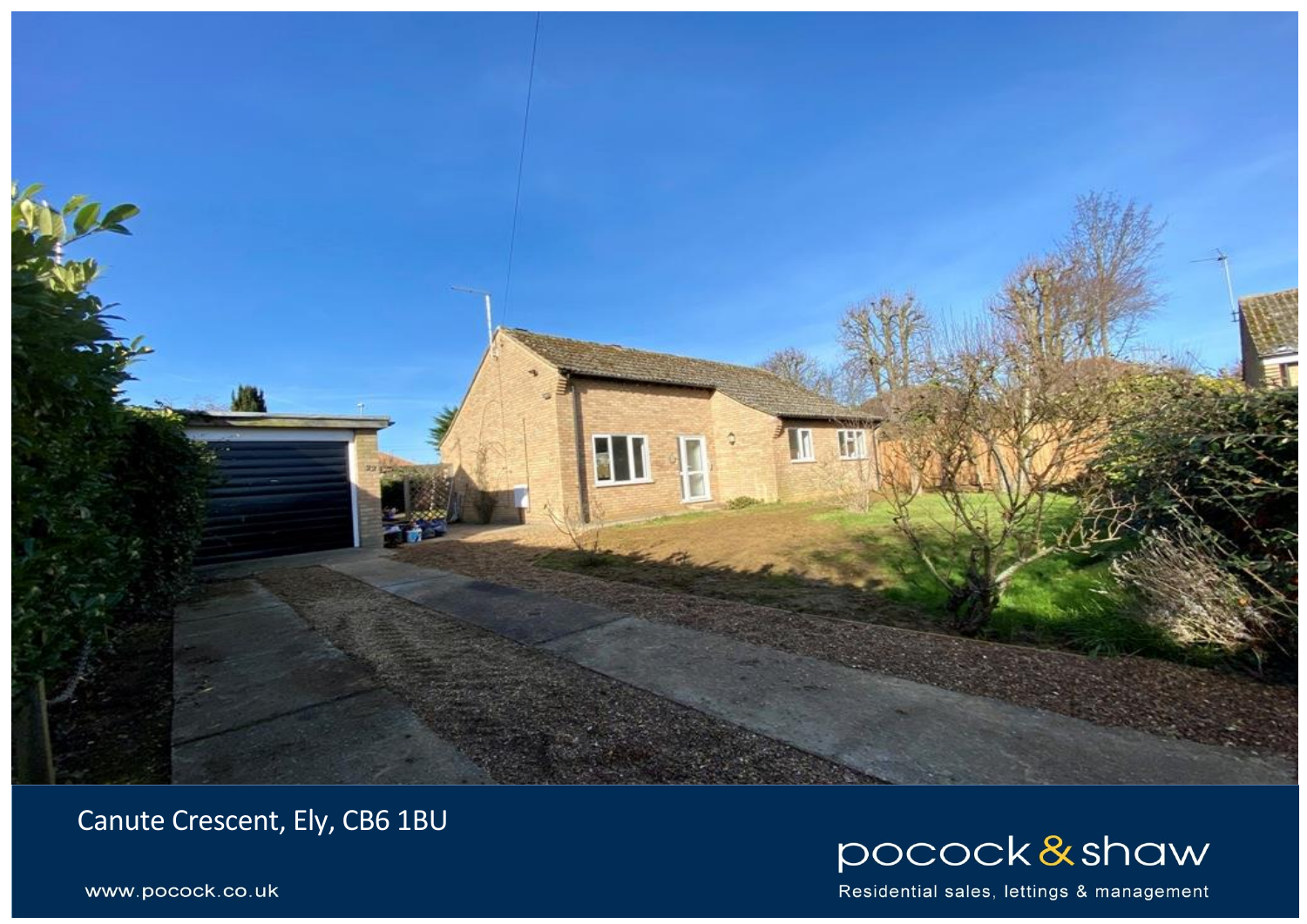Canute Crescent, Ely, CB6 1BU

www.pocock.co.uk

pocock & shaw

Residential sales, lettings & management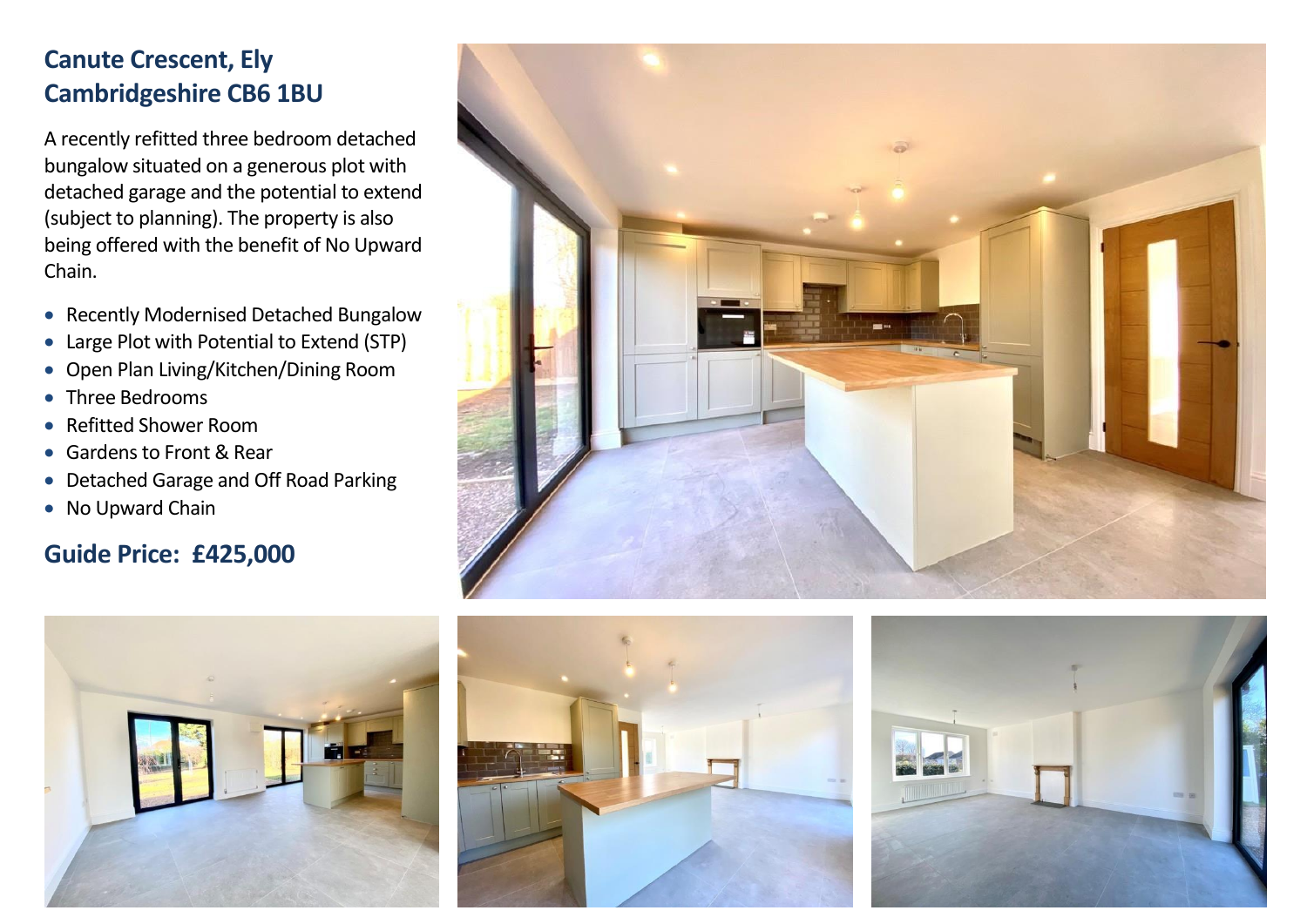# Canute Crescent, Ely
# Cambridgeshire CB6 1BU

A recently refitted three bedroom detached bungalow situated on a generous plot with detached garage and the potential to extend (subject to planning). The property is also being offered with the benefit of No Upward Chain.

- Recently Modernised Detached Bungalow
- Large Plot with Potential to Extend (STP)
- Open Plan Living/Kitchen/Dining Room
- Three Bedrooms
- Refitted Shower Room
- Gardens to Front & Rear
- Detached Garage and Off Road Parking
- No Upward Chain

## Guide Price: £425,000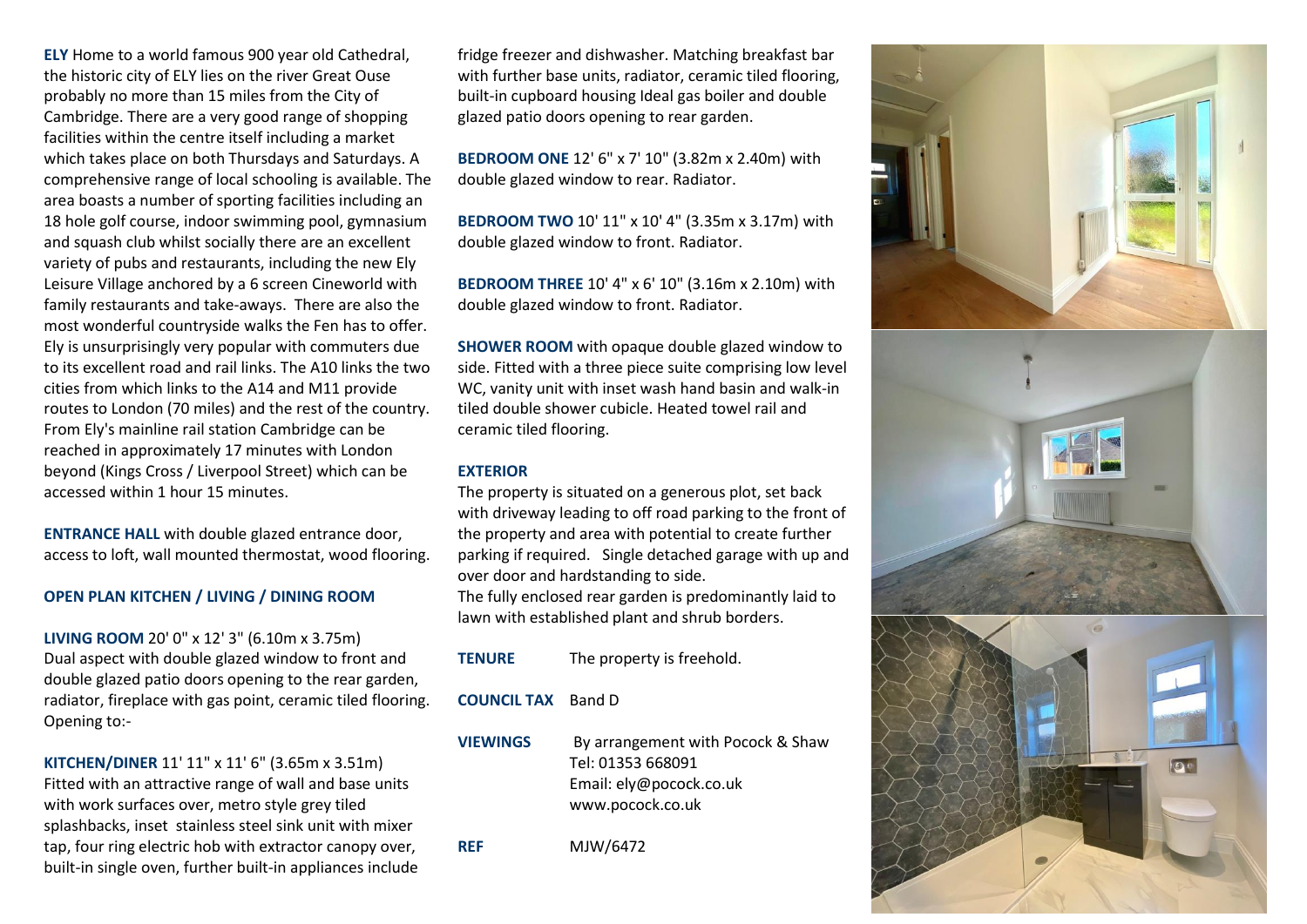**ELY** Home to a world famous 900 year old Cathedral, the historic city of ELY lies on the river Great Ouse probably no more than 15 miles from the City of Cambridge. There are a very good range of shopping facilities within the centre itself including a market which takes place on both Thursdays and Saturdays. A comprehensive range of local schooling is available. The area boasts a number of sporting facilities including an 18 hole golf course, indoor swimming pool, gymnasium and squash club whilst socially there are an excellent variety of pubs and restaurants, including the new Ely Leisure Village anchored by a 6 screen Cineworld with family restaurants and take-aways. There are also the most wonderful countryside walks the Fen has to offer. Ely is unsurprisingly very popular with commuters due to its excellent road and rail links. The A10 links the two cities from which links to the A14 and M11 provide routes to London (70 miles) and the rest of the country. From Ely's mainline rail station Cambridge can be reached in approximately 17 minutes with London beyond (Kings Cross / Liverpool Street) which can be accessed within 1 hour 15 minutes.

**ENTRANCE HALL** with double glazed entrance door, access to loft, wall mounted thermostat, wood flooring.

**OPEN PLAN KITCHEN / LIVING / DINING ROOM**

**LIVING ROOM** 20' 0" x 12' 3" (6.10m x 3.75m)
Dual aspect with double glazed window to front and double glazed patio doors opening to the rear garden, radiator, fireplace with gas point, ceramic tiled flooring. Opening to:-

**KITCHEN/DINER** 11' 11" x 11' 6" (3.65m x 3.51m)
Fitted with an attractive range of wall and base units with work surfaces over, metro style grey tiled splashbacks, inset stainless steel sink unit with mixer tap, four ring electric hob with extractor canopy over, built-in single oven, further built-in appliances include fridge freezer and dishwasher. Matching breakfast bar with further base units, radiator, ceramic tiled flooring, built-in cupboard housing Ideal gas boiler and double glazed patio doors opening to rear garden.

**BEDROOM ONE** 12' 6" x 7' 10" (3.82m x 2.40m) with double glazed window to rear. Radiator.

**BEDROOM TWO** 10' 11" x 10' 4" (3.35m x 3.17m) with double glazed window to front. Radiator.

**BEDROOM THREE** 10' 4" x 6' 10" (3.16m x 2.10m) with double glazed window to front. Radiator.

**SHOWER ROOM** with opaque double glazed window to side. Fitted with a three piece suite comprising low level WC, vanity unit with inset wash hand basin and walk-in tiled double shower cubicle. Heated towel rail and ceramic tiled flooring.

**EXTERIOR**
The property is situated on a generous plot, set back with driveway leading to off road parking to the front of the property and area with potential to create further parking if required. Single detached garage with up and over door and hardstanding to side.
The fully enclosed rear garden is predominantly laid to lawn with established plant and shrub borders.

**TENURE** The property is freehold.

**COUNCIL TAX** Band D

**VIEWINGS** By arrangement with Pocock & Shaw
Tel: 01353 668091
Email: ely@pocock.co.uk
www.pocock.co.uk

**REF** MJW/6472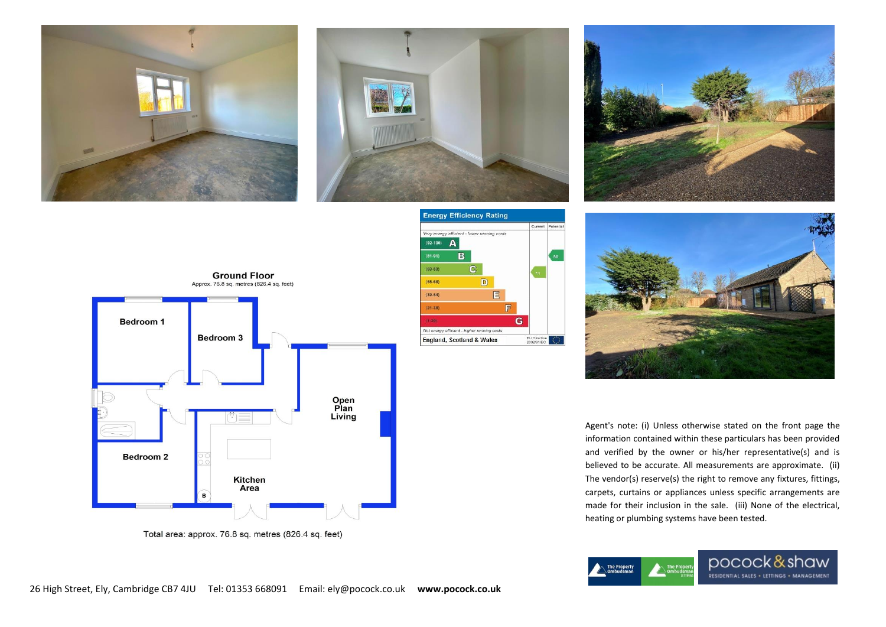Ground Floor
Approx. 76.8 sq. metres (826.4 sq. feet)

Bedroom 1
Bedroom 3
Open Plan Living
Bedroom 2
Kitchen Area

Total area: approx. 76.8 sq. metres (826.4 sq. feet)

Energy Efficiency Rating

Current
Potential

Very energy efficient - lower running costs
(92-100) A
(81-91) B
(69-80) C
(55-68) D
(39-54) E
(21-38) F
(1-20) G
Not energy efficient - higher running costs

71
80

England, Scotland & Wales
EU Directive 2002/91/EC

Agent's note: (i) Unless otherwise stated on the front page the information contained within these particulars has been provided and verified by the owner or his/her representative(s) and is believed to be accurate. All measurements are approximate. (ii) The vendor(s) reserve(s) the right to remove any fixtures, fittings, carpets, curtains or appliances unless specific arrangements are made for their inclusion in the sale. (iii) None of the electrical, heating or plumbing systems have been tested.

The Property Ombudsman
The Property Ombudsman Lettings
pocock & shaw
RESIDENTIAL SALES • LETTINGS • MANAGEMENT

26 High Street, Ely, Cambridge CB7 4JU    Tel: 01353 668091    Email: ely@pocock.co.uk    **www.pocock.co.uk**